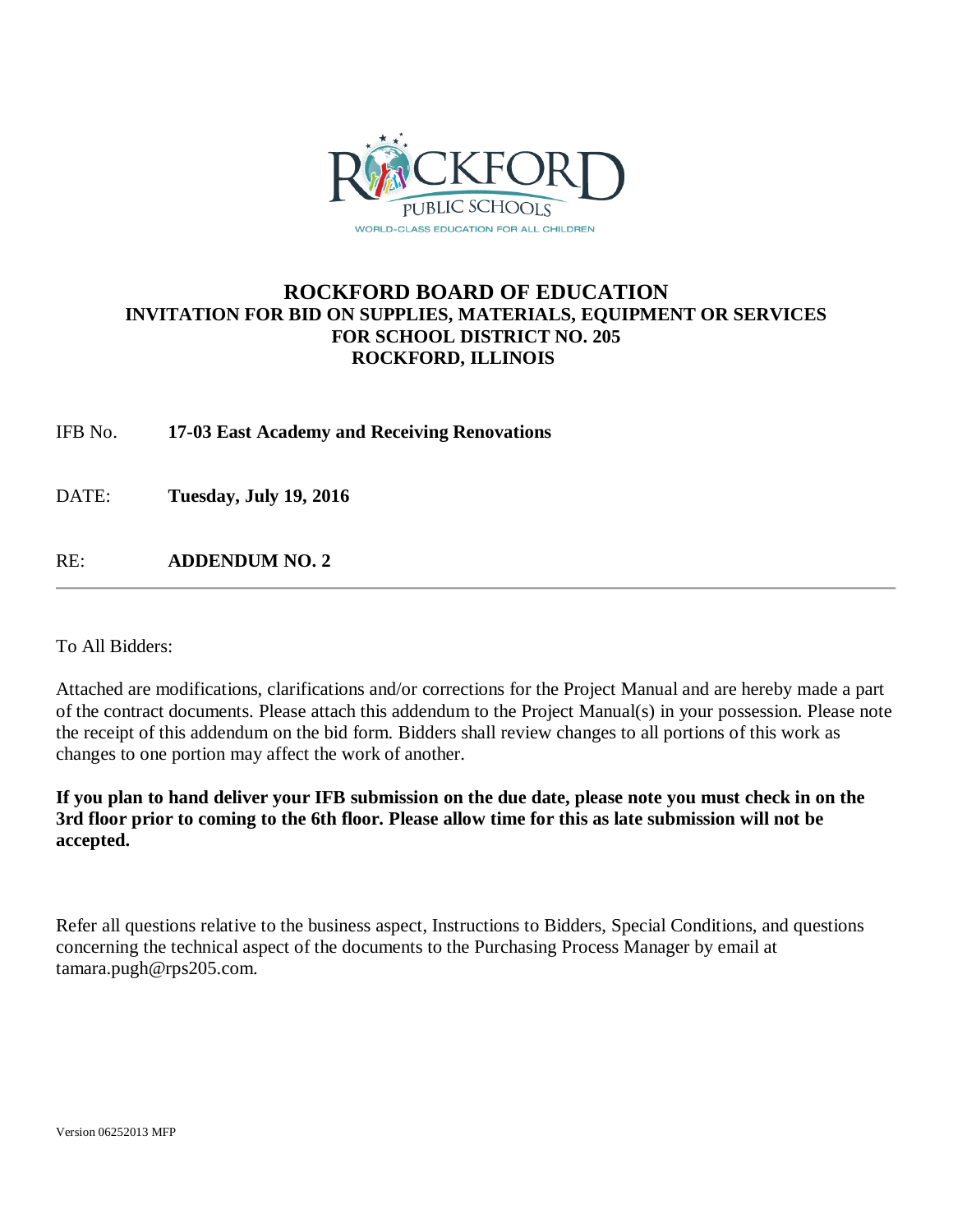ROCKFORD PUBLIC SCHOOLS

WORLD-CLASS EDUCATION FOR ALL CHILDREN

# ROCKFORD BOARD OF EDUCATION

## INVITATION FOR BID ON SUPPLIES, MATERIALS, EQUIPMENT OR SERVICES FOR SCHOOL DISTRICT NO. 205 ROCKFORD, ILLINOIS

IFB No. **17-03 East Academy and Receiving Renovations**

DATE: **Tuesday, July 19, 2016**

RE: **ADDENDUM NO. 2**

---

To All Bidders:

Attached are modifications, clarifications and/or corrections for the Project Manual and are hereby made a part of the contract documents. Please attach this addendum to the Project Manual(s) in your possession. Please note the receipt of this addendum on the bid form. Bidders shall review changes to all portions of this work as changes to one portion may affect the work of another.

**If you plan to hand deliver your IFB submission on the due date, please note you must check in on the 3rd floor prior to coming to the 6th floor. Please allow time for this as late submission will not be accepted.**

Refer all questions relative to the business aspect, Instructions to Bidders, Special Conditions, and questions concerning the technical aspect of the documents to the Purchasing Process Manager by email at tamara.pugh@rps205.com.

Version 06252013 MFP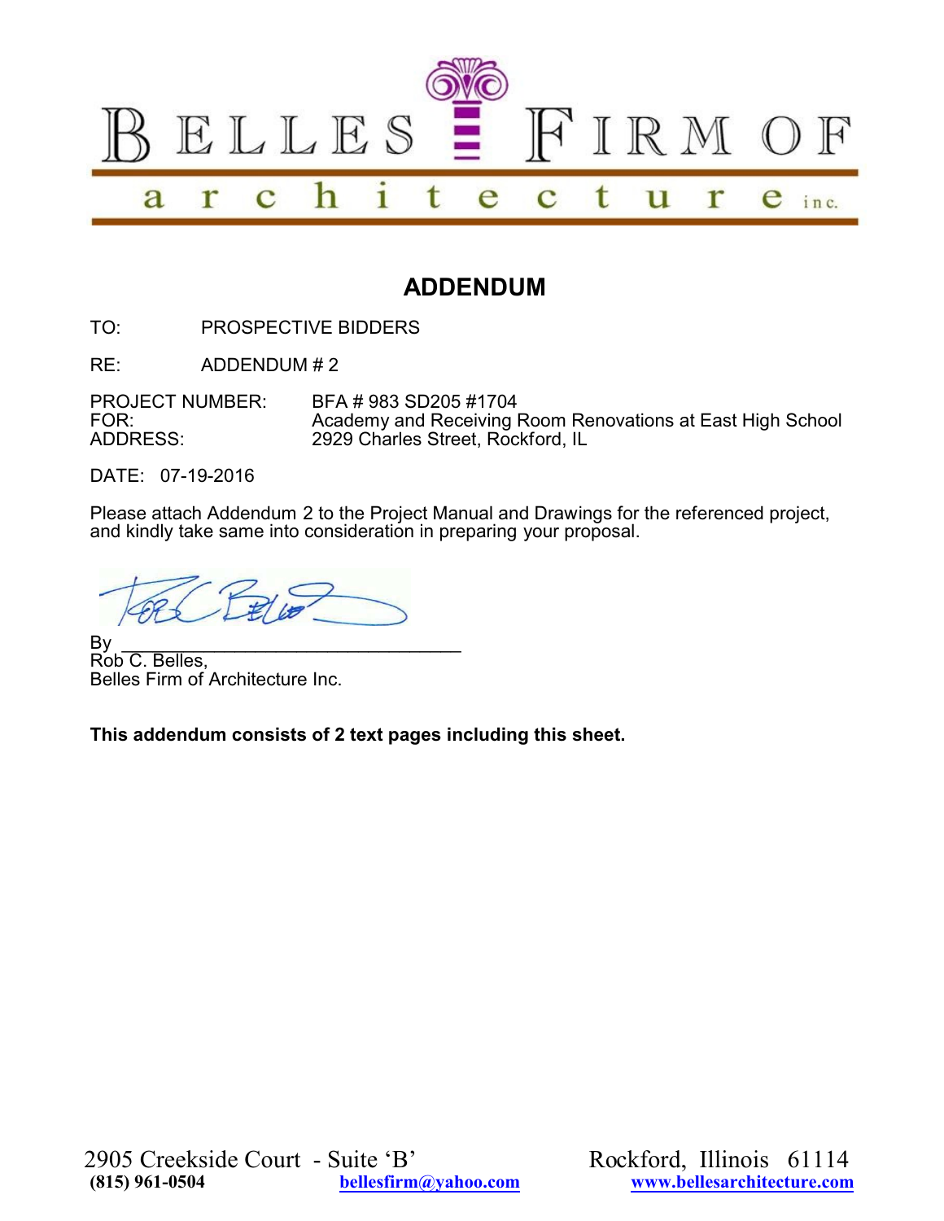# BELLES FIRM OF architecture inc.

## ADDENDUM

TO: PROSPECTIVE BIDDERS

RE: ADDENDUM # 2

PROJECT NUMBER: BFA # 983 SD205 #1704
FOR: Academy and Receiving Room Renovations at East High School
ADDRESS: 2929 Charles Street, Rockford, IL

DATE: 07-19-2016

Please attach Addendum 2 to the Project Manual and Drawings for the referenced project, and kindly take same into consideration in preparing your proposal.

By ________________________________
Rob C. Belles,
Belles Firm of Architecture Inc.

**This addendum consists of 2 text pages including this sheet.**

2905 Creekside Court - Suite 'B' Rockford, Illinois 61114
**(815) 961-0504** bellesfirm@yahoo.com www.bellesarchitecture.com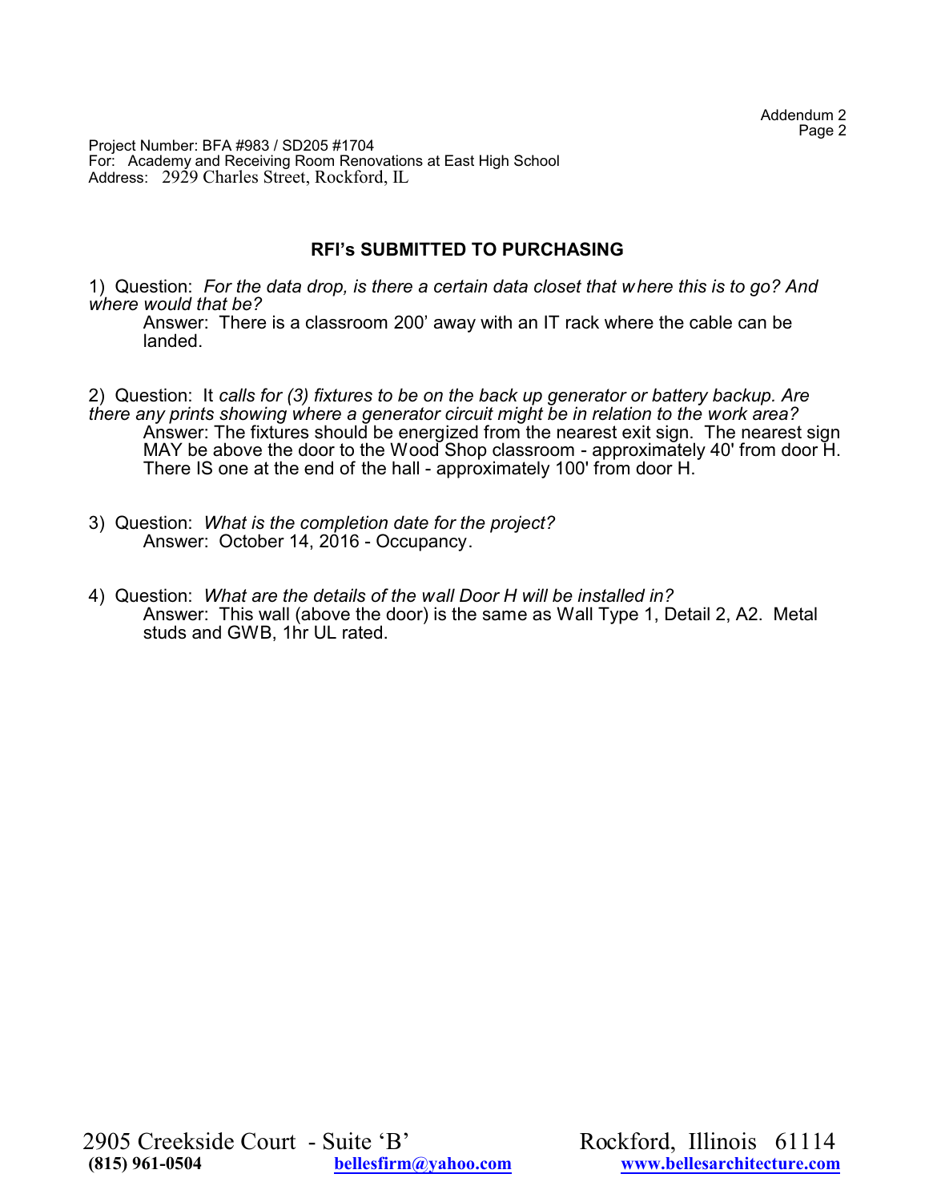Project Number: BFA #983 / SD205 #1704
For: Academy and Receiving Room Renovations at East High School
Address: 2929 Charles Street, Rockford, IL

## RFI's SUBMITTED TO PURCHASING

1) Question: *For the data drop, is there a certain data closet that where this is to go? And where would that be?*

Answer: There is a classroom 200' away with an IT rack where the cable can be landed.

2) Question: It *calls for (3) fixtures to be on the back up generator or battery backup. Are there any prints showing where a generator circuit might be in relation to the work area?*

Answer: The fixtures should be energized from the nearest exit sign. The nearest sign MAY be above the door to the Wood Shop classroom - approximately 40' from door H. There IS one at the end of the hall - approximately 100' from door H.

3) Question: *What is the completion date for the project?*

Answer: October 14, 2016 - Occupancy.

4) Question: *What are the details of the wall Door H will be installed in?*

Answer: This wall (above the door) is the same as Wall Type 1, Detail 2, A2. Metal studs and GWB, 1hr UL rated.